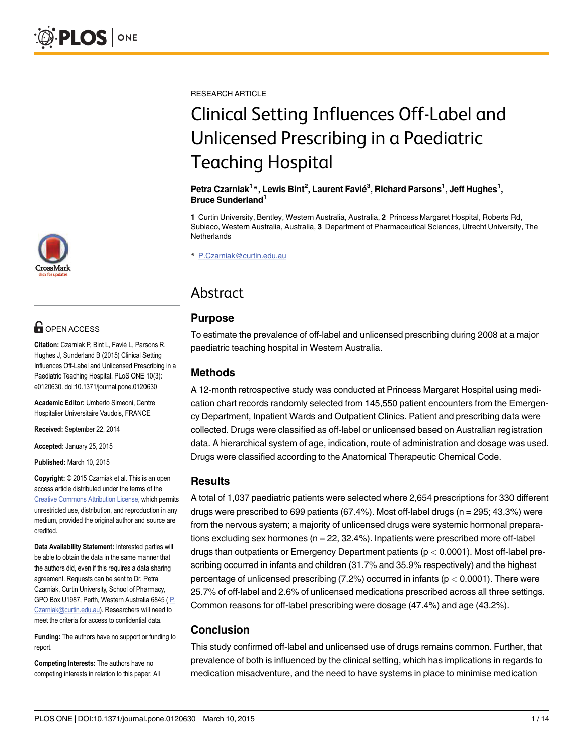RESEARCH ARTICLE

# Clinical Setting Influences Off-Label and Unlicensed Prescribing in a Paediatric Teaching Hospital

**Petra Czarniak[1]*, Lewis Bint[2], Laurent Favié[3], Richard Parsons[1], Jeff Hughes[1], Bruce Sunderland[1]**

**1** Curtin University, Bentley, Western Australia, Australia, **2** Princess Margaret Hospital, Roberts Rd, Subiaco, Western Australia, Australia, **3** Department of Pharmaceutical Sciences, Utrecht University, The Netherlands

\* P.Czarniak@curtin.edu.au

OPEN ACCESS

**Citation:** Czarniak P, Bint L, Favié L, Parsons R, Hughes J, Sunderland B (2015) Clinical Setting Influences Off-Label and Unlicensed Prescribing in a Paediatric Teaching Hospital. PLoS ONE 10(3): e0120630. doi:10.1371/journal.pone.0120630

**Academic Editor:** Umberto Simeoni, Centre Hospitalier Universitaire Vaudois, FRANCE

**Received:** September 22, 2014

**Accepted:** January 25, 2015

**Published:** March 10, 2015

**Copyright:** © 2015 Czarniak et al. This is an open access article distributed under the terms of the Creative Commons Attribution License, which permits unrestricted use, distribution, and reproduction in any medium, provided the original author and source are credited.

**Data Availability Statement:** Interested parties will be able to obtain the data in the same manner that the authors did, even if this requires a data sharing agreement. Requests can be sent to Dr. Petra Czarniak, Curtin University, School of Pharmacy, GPO Box U1987, Perth, Western Australia 6845 (P.Czarniak@curtin.edu.au). Researchers will need to meet the criteria for access to confidential data.

**Funding:** The authors have no support or funding to report.

**Competing Interests:** The authors have no competing interests in relation to this paper. All

## Abstract

### Purpose

To estimate the prevalence of off-label and unlicensed prescribing during 2008 at a major paediatric teaching hospital in Western Australia.

### Methods

A 12-month retrospective study was conducted at Princess Margaret Hospital using medication chart records randomly selected from 145,550 patient encounters from the Emergency Department, Inpatient Wards and Outpatient Clinics. Patient and prescribing data were collected. Drugs were classified as off-label or unlicensed based on Australian registration data. A hierarchical system of age, indication, route of administration and dosage was used. Drugs were classified according to the Anatomical Therapeutic Chemical Code.

### Results

A total of 1,037 paediatric patients were selected where 2,654 prescriptions for 330 different drugs were prescribed to 699 patients (67.4%). Most off-label drugs (n = 295; 43.3%) were from the nervous system; a majority of unlicensed drugs were systemic hormonal preparations excluding sex hormones (n = 22, 32.4%). Inpatients were prescribed more off-label drugs than outpatients or Emergency Department patients ($p < 0.0001$). Most off-label prescribing occurred in infants and children (31.7% and 35.9% respectively) and the highest percentage of unlicensed prescribing (7.2%) occurred in infants ($p < 0.0001$). There were 25.7% of off-label and 2.6% of unlicensed medications prescribed across all three settings. Common reasons for off-label prescribing were dosage (47.4%) and age (43.2%).

### Conclusion

This study confirmed off-label and unlicensed use of drugs remains common. Further, that prevalence of both is influenced by the clinical setting, which has implications in regards to medication misadventure, and the need to have systems in place to minimise medication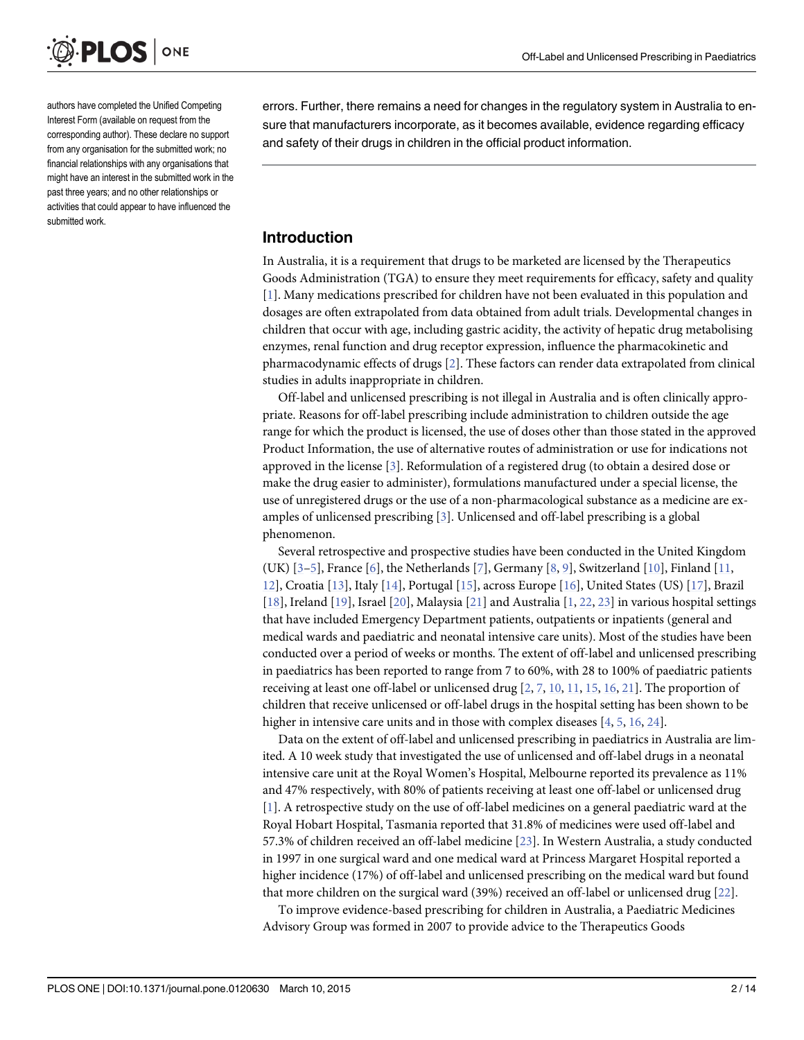authors have completed the Unified Competing Interest Form (available on request from the corresponding author). These declare no support from any organisation for the submitted work; no financial relationships with any organisations that might have an interest in the submitted work in the past three years; and no other relationships or activities that could appear to have influenced the submitted work.

errors. Further, there remains a need for changes in the regulatory system in Australia to ensure that manufacturers incorporate, as it becomes available, evidence regarding efficacy and safety of their drugs in children in the official product information.

## Introduction

In Australia, it is a requirement that drugs to be marketed are licensed by the Therapeutics Goods Administration (TGA) to ensure they meet requirements for efficacy, safety and quality [1]. Many medications prescribed for children have not been evaluated in this population and dosages are often extrapolated from data obtained from adult trials. Developmental changes in children that occur with age, including gastric acidity, the activity of hepatic drug metabolising enzymes, renal function and drug receptor expression, influence the pharmacokinetic and pharmacodynamic effects of drugs [2]. These factors can render data extrapolated from clinical studies in adults inappropriate in children.

Off-label and unlicensed prescribing is not illegal in Australia and is often clinically appropriate. Reasons for off-label prescribing include administration to children outside the age range for which the product is licensed, the use of doses other than those stated in the approved Product Information, the use of alternative routes of administration or use for indications not approved in the license [3]. Reformulation of a registered drug (to obtain a desired dose or make the drug easier to administer), formulations manufactured under a special license, the use of unregistered drugs or the use of a non-pharmacological substance as a medicine are examples of unlicensed prescribing [3]. Unlicensed and off-label prescribing is a global phenomenon.

Several retrospective and prospective studies have been conducted in the United Kingdom (UK) [3–5], France [6], the Netherlands [7], Germany [8, 9], Switzerland [10], Finland [11, 12], Croatia [13], Italy [14], Portugal [15], across Europe [16], United States (US) [17], Brazil [18], Ireland [19], Israel [20], Malaysia [21] and Australia [1, 22, 23] in various hospital settings that have included Emergency Department patients, outpatients or inpatients (general and medical wards and paediatric and neonatal intensive care units). Most of the studies have been conducted over a period of weeks or months. The extent of off-label and unlicensed prescribing in paediatrics has been reported to range from 7 to 60%, with 28 to 100% of paediatric patients receiving at least one off-label or unlicensed drug [2, 7, 10, 11, 15, 16, 21]. The proportion of children that receive unlicensed or off-label drugs in the hospital setting has been shown to be higher in intensive care units and in those with complex diseases [4, 5, 16, 24].

Data on the extent of off-label and unlicensed prescribing in paediatrics in Australia are limited. A 10 week study that investigated the use of unlicensed and off-label drugs in a neonatal intensive care unit at the Royal Women's Hospital, Melbourne reported its prevalence as 11% and 47% respectively, with 80% of patients receiving at least one off-label or unlicensed drug [1]. A retrospective study on the use of off-label medicines on a general paediatric ward at the Royal Hobart Hospital, Tasmania reported that 31.8% of medicines were used off-label and 57.3% of children received an off-label medicine [23]. In Western Australia, a study conducted in 1997 in one surgical ward and one medical ward at Princess Margaret Hospital reported a higher incidence (17%) of off-label and unlicensed prescribing on the medical ward but found that more children on the surgical ward (39%) received an off-label or unlicensed drug [22].

To improve evidence-based prescribing for children in Australia, a Paediatric Medicines Advisory Group was formed in 2007 to provide advice to the Therapeutics Goods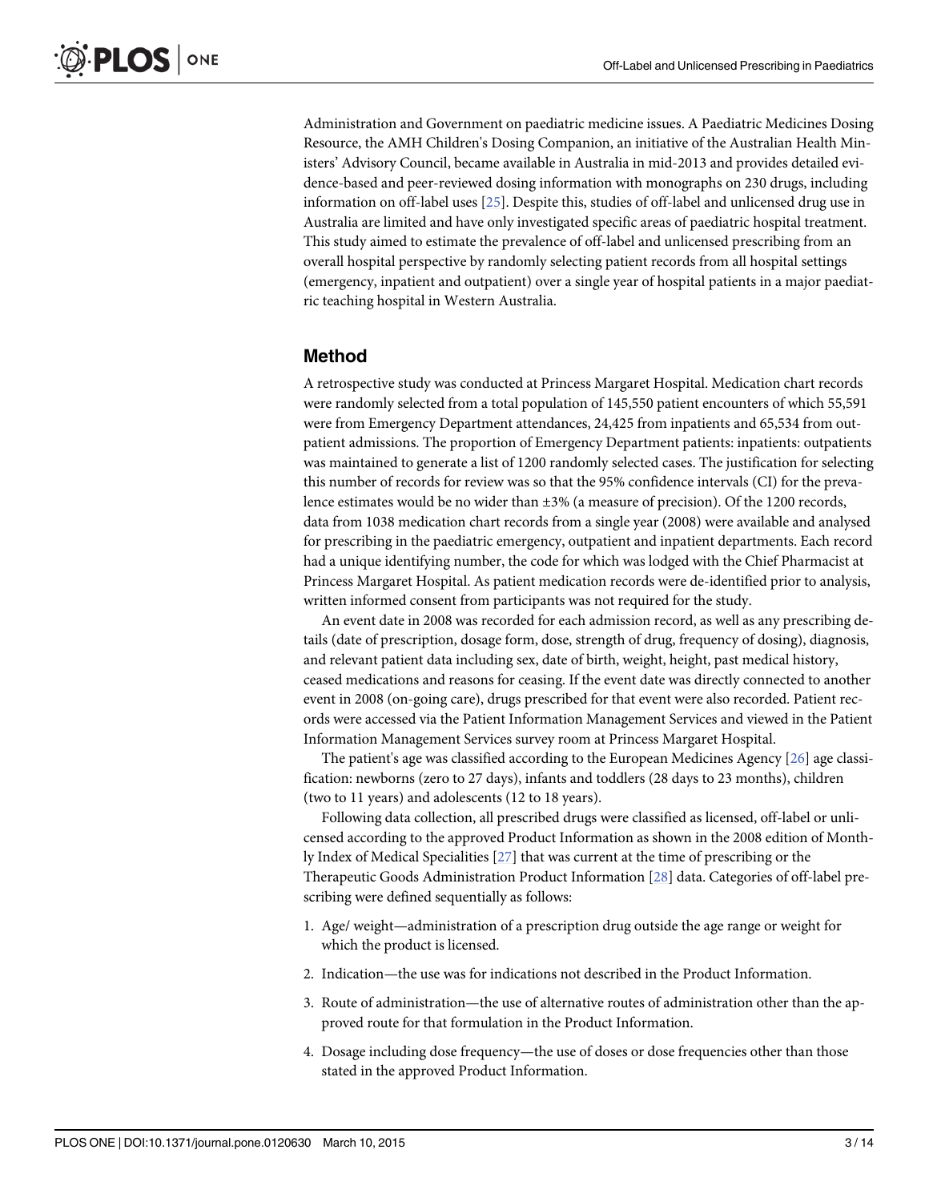Administration and Government on paediatric medicine issues. A Paediatric Medicines Dosing Resource, the AMH Children's Dosing Companion, an initiative of the Australian Health Ministers' Advisory Council, became available in Australia in mid-2013 and provides detailed evidence-based and peer-reviewed dosing information with monographs on 230 drugs, including information on off-label uses [25]. Despite this, studies of off-label and unlicensed drug use in Australia are limited and have only investigated specific areas of paediatric hospital treatment. This study aimed to estimate the prevalence of off-label and unlicensed prescribing from an overall hospital perspective by randomly selecting patient records from all hospital settings (emergency, inpatient and outpatient) over a single year of hospital patients in a major paediatric teaching hospital in Western Australia.

## Method

A retrospective study was conducted at Princess Margaret Hospital. Medication chart records were randomly selected from a total population of 145,550 patient encounters of which 55,591 were from Emergency Department attendances, 24,425 from inpatients and 65,534 from outpatient admissions. The proportion of Emergency Department patients: inpatients: outpatients was maintained to generate a list of 1200 randomly selected cases. The justification for selecting this number of records for review was so that the 95% confidence intervals (CI) for the prevalence estimates would be no wider than ±3% (a measure of precision). Of the 1200 records, data from 1038 medication chart records from a single year (2008) were available and analysed for prescribing in the paediatric emergency, outpatient and inpatient departments. Each record had a unique identifying number, the code for which was lodged with the Chief Pharmacist at Princess Margaret Hospital. As patient medication records were de-identified prior to analysis, written informed consent from participants was not required for the study.

An event date in 2008 was recorded for each admission record, as well as any prescribing details (date of prescription, dosage form, dose, strength of drug, frequency of dosing), diagnosis, and relevant patient data including sex, date of birth, weight, height, past medical history, ceased medications and reasons for ceasing. If the event date was directly connected to another event in 2008 (on-going care), drugs prescribed for that event were also recorded. Patient records were accessed via the Patient Information Management Services and viewed in the Patient Information Management Services survey room at Princess Margaret Hospital.

The patient's age was classified according to the European Medicines Agency [26] age classification: newborns (zero to 27 days), infants and toddlers (28 days to 23 months), children (two to 11 years) and adolescents (12 to 18 years).

Following data collection, all prescribed drugs were classified as licensed, off-label or unlicensed according to the approved Product Information as shown in the 2008 edition of Monthly Index of Medical Specialities [27] that was current at the time of prescribing or the Therapeutic Goods Administration Product Information [28] data. Categories of off-label prescribing were defined sequentially as follows:

1. Age/ weight—administration of a prescription drug outside the age range or weight for which the product is licensed.
2. Indication—the use was for indications not described in the Product Information.
3. Route of administration—the use of alternative routes of administration other than the approved route for that formulation in the Product Information.
4. Dosage including dose frequency—the use of doses or dose frequencies other than those stated in the approved Product Information.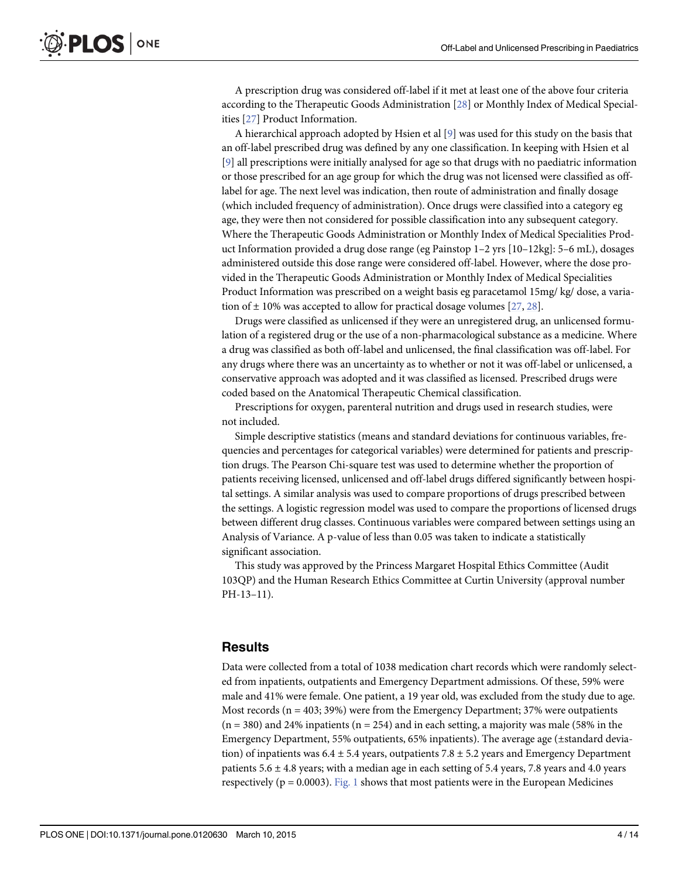A prescription drug was considered off-label if it met at least one of the above four criteria according to the Therapeutic Goods Administration [28] or Monthly Index of Medical Specialities [27] Product Information.

A hierarchical approach adopted by Hsien et al [9] was used for this study on the basis that an off-label prescribed drug was defined by any one classification. In keeping with Hsien et al [9] all prescriptions were initially analysed for age so that drugs with no paediatric information or those prescribed for an age group for which the drug was not licensed were classified as off-label for age. The next level was indication, then route of administration and finally dosage (which included frequency of administration). Once drugs were classified into a category eg age, they were then not considered for possible classification into any subsequent category. Where the Therapeutic Goods Administration or Monthly Index of Medical Specialities Product Information provided a drug dose range (eg Painstop 1–2 yrs [10–12kg]: 5–6 mL), dosages administered outside this dose range were considered off-label. However, where the dose provided in the Therapeutic Goods Administration or Monthly Index of Medical Specialities Product Information was prescribed on a weight basis eg paracetamol 15mg/ kg/ dose, a variation of ± 10% was accepted to allow for practical dosage volumes [27, 28].

Drugs were classified as unlicensed if they were an unregistered drug, an unlicensed formulation of a registered drug or the use of a non-pharmacological substance as a medicine. Where a drug was classified as both off-label and unlicensed, the final classification was off-label. For any drugs where there was an uncertainty as to whether or not it was off-label or unlicensed, a conservative approach was adopted and it was classified as licensed. Prescribed drugs were coded based on the Anatomical Therapeutic Chemical classification.

Prescriptions for oxygen, parenteral nutrition and drugs used in research studies, were not included.

Simple descriptive statistics (means and standard deviations for continuous variables, frequencies and percentages for categorical variables) were determined for patients and prescription drugs. The Pearson Chi-square test was used to determine whether the proportion of patients receiving licensed, unlicensed and off-label drugs differed significantly between hospital settings. A similar analysis was used to compare proportions of drugs prescribed between the settings. A logistic regression model was used to compare the proportions of licensed drugs between different drug classes. Continuous variables were compared between settings using an Analysis of Variance. A p-value of less than 0.05 was taken to indicate a statistically significant association.

This study was approved by the Princess Margaret Hospital Ethics Committee (Audit 103QP) and the Human Research Ethics Committee at Curtin University (approval number PH-13–11).

## Results

Data were collected from a total of 1038 medication chart records which were randomly selected from inpatients, outpatients and Emergency Department admissions. Of these, 59% were male and 41% were female. One patient, a 19 year old, was excluded from the study due to age. Most records ($n = 403$; 39%) were from the Emergency Department; 37% were outpatients ($n = 380$) and 24% inpatients ($n = 254$) and in each setting, a majority was male (58% in the Emergency Department, 55% outpatients, 65% inpatients). The average age (±standard deviation) of inpatients was 6.4 ± 5.4 years, outpatients 7.8 ± 5.2 years and Emergency Department patients 5.6 ± 4.8 years; with a median age in each setting of 5.4 years, 7.8 years and 4.0 years respectively ($p = 0.0003$). Fig. 1 shows that most patients were in the European Medicines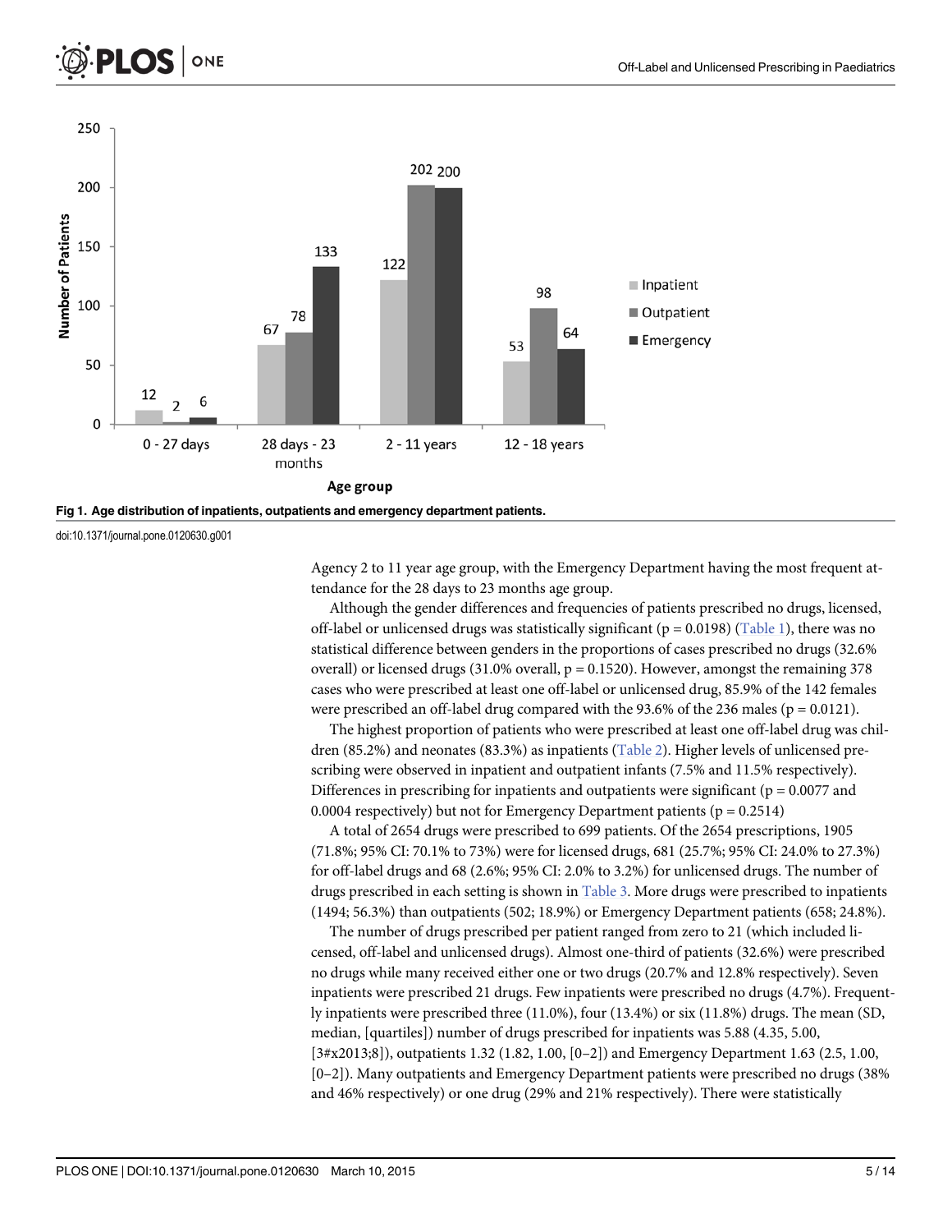Fig 1. Age distribution of inpatients, outpatients and emergency department patients.

doi:10.1371/journal.pone.0120630.g001

Agency 2 to 11 year age group, with the Emergency Department having the most frequent attendance for the 28 days to 23 months age group.

Although the gender differences and frequencies of patients prescribed no drugs, licensed, off-label or unlicensed drugs was statistically significant ($p = 0.0198$) (Table 1), there was no statistical difference between genders in the proportions of cases prescribed no drugs (32.6% overall) or licensed drugs (31.0% overall, $p = 0.1520$). However, amongst the remaining 378 cases who were prescribed at least one off-label or unlicensed drug, 85.9% of the 142 females were prescribed an off-label drug compared with the 93.6% of the 236 males ($p = 0.0121$).

The highest proportion of patients who were prescribed at least one off-label drug was children (85.2%) and neonates (83.3%) as inpatients (Table 2). Higher levels of unlicensed prescribing were observed in inpatient and outpatient infants (7.5% and 11.5% respectively). Differences in prescribing for inpatients and outpatients were significant ($p = 0.0077$ and 0.0004 respectively) but not for Emergency Department patients ($p = 0.2514$)

A total of 2654 drugs were prescribed to 699 patients. Of the 2654 prescriptions, 1905 (71.8%; 95% CI: 70.1% to 73%) were for licensed drugs, 681 (25.7%; 95% CI: 24.0% to 27.3%) for off-label drugs and 68 (2.6%; 95% CI: 2.0% to 3.2%) for unlicensed drugs. The number of drugs prescribed in each setting is shown in Table 3. More drugs were prescribed to inpatients (1494; 56.3%) than outpatients (502; 18.9%) or Emergency Department patients (658; 24.8%).

The number of drugs prescribed per patient ranged from zero to 21 (which included licensed, off-label and unlicensed drugs). Almost one-third of patients (32.6%) were prescribed no drugs while many received either one or two drugs (20.7% and 12.8% respectively). Seven inpatients were prescribed 21 drugs. Few inpatients were prescribed no drugs (4.7%). Frequently inpatients were prescribed three (11.0%), four (13.4%) or six (11.8%) drugs. The mean (SD, median, [quartiles]) number of drugs prescribed for inpatients was 5.88 (4.35, 5.00, [3#x2013;8]), outpatients 1.32 (1.82, 1.00, [0–2]) and Emergency Department 1.63 (2.5, 1.00, [0–2]). Many outpatients and Emergency Department patients were prescribed no drugs (38% and 46% respectively) or one drug (29% and 21% respectively). There were statistically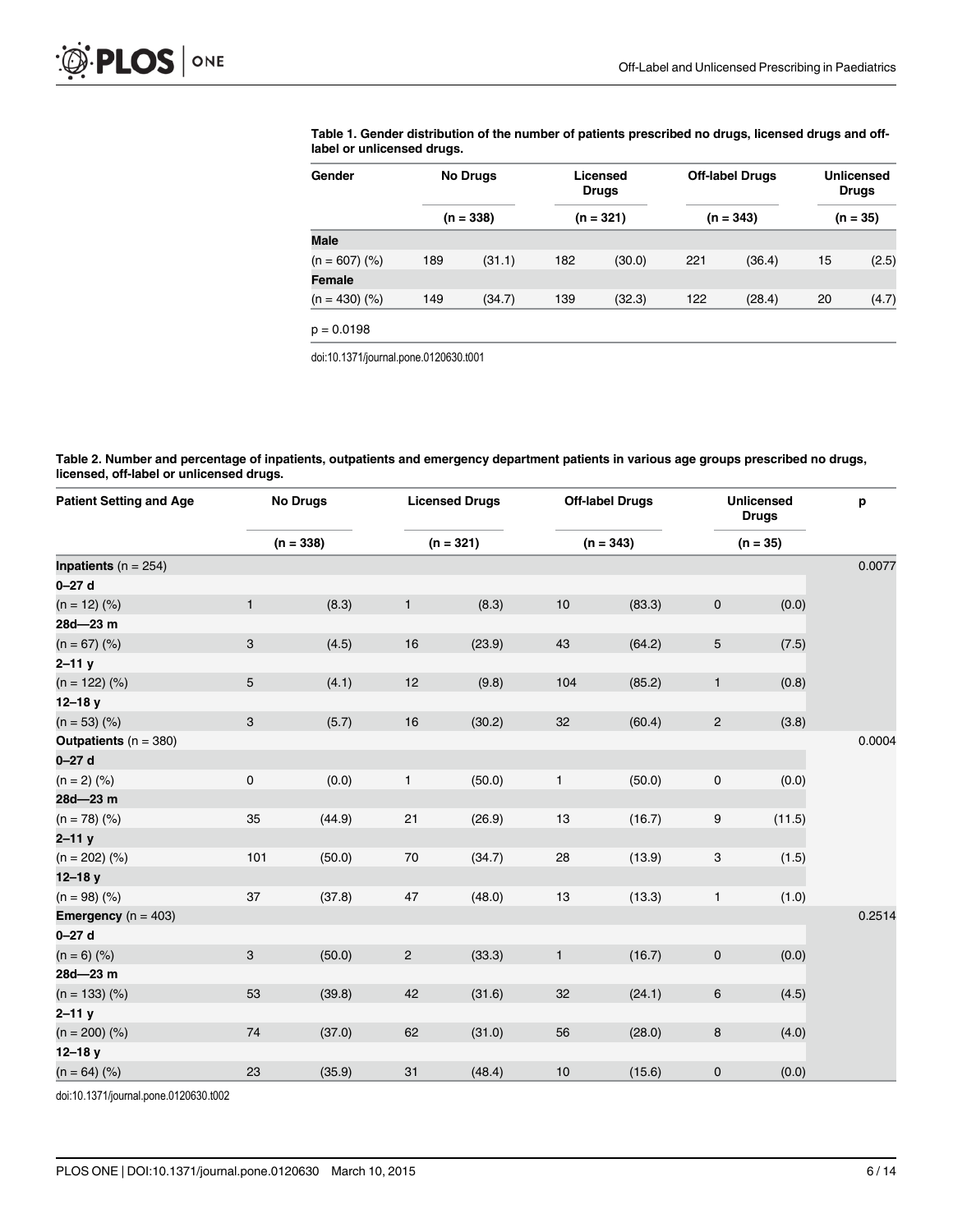**Table 1. Gender distribution of the number of patients prescribed no drugs, licensed drugs and off-label or unlicensed drugs.**

| Gender | No Drugs | | Licensed Drugs | | Off-label Drugs | | Unlicensed Drugs | |
|---|---|---|---|---|---|---|---|---|
| | (n = 338) | | (n = 321) | | (n = 343) | | (n = 35) | |
| **Male** | | | | | | | | |
| (n = 607) (%) | 189 | (31.1) | 182 | (30.0) | 221 | (36.4) | 15 | (2.5) |
| **Female** | | | | | | | | |
| (n = 430) (%) | 149 | (34.7) | 139 | (32.3) | 122 | (28.4) | 20 | (4.7) |
| p = 0.0198 | | | | | | | | |

doi:10.1371/journal.pone.0120630.t001

**Table 2. Number and percentage of inpatients, outpatients and emergency department patients in various age groups prescribed no drugs, licensed, off-label or unlicensed drugs.**

| Patient Setting and Age | No Drugs | | Licensed Drugs | | Off-label Drugs | | Unlicensed Drugs | | p |
|---|---|---|---|---|---|---|---|---|---|
| | (n = 338) | | (n = 321) | | (n = 343) | | (n = 35) | | |
| **Inpatients** (n = 254) | | | | | | | | | 0.0077 |
| **0–27 d** | | | | | | | | | |
| (n = 12) (%) | 1 | (8.3) | 1 | (8.3) | 10 | (83.3) | 0 | (0.0) | |
| **28d—23 m** | | | | | | | | | |
| (n = 67) (%) | 3 | (4.5) | 16 | (23.9) | 43 | (64.2) | 5 | (7.5) | |
| **2–11 y** | | | | | | | | | |
| (n = 122) (%) | 5 | (4.1) | 12 | (9.8) | 104 | (85.2) | 1 | (0.8) | |
| **12–18 y** | | | | | | | | | |
| (n = 53) (%) | 3 | (5.7) | 16 | (30.2) | 32 | (60.4) | 2 | (3.8) | |
| **Outpatients** (n = 380) | | | | | | | | | 0.0004 |
| **0–27 d** | | | | | | | | | |
| (n = 2) (%) | 0 | (0.0) | 1 | (50.0) | 1 | (50.0) | 0 | (0.0) | |
| **28d—23 m** | | | | | | | | | |
| (n = 78) (%) | 35 | (44.9) | 21 | (26.9) | 13 | (16.7) | 9 | (11.5) | |
| **2–11 y** | | | | | | | | | |
| (n = 202) (%) | 101 | (50.0) | 70 | (34.7) | 28 | (13.9) | 3 | (1.5) | |
| **12–18 y** | | | | | | | | | |
| (n = 98) (%) | 37 | (37.8) | 47 | (48.0) | 13 | (13.3) | 1 | (1.0) | |
| **Emergency** (n = 403) | | | | | | | | | 0.2514 |
| **0–27 d** | | | | | | | | | |
| (n = 6) (%) | 3 | (50.0) | 2 | (33.3) | 1 | (16.7) | 0 | (0.0) | |
| **28d—23 m** | | | | | | | | | |
| (n = 133) (%) | 53 | (39.8) | 42 | (31.6) | 32 | (24.1) | 6 | (4.5) | |
| **2–11 y** | | | | | | | | | |
| (n = 200) (%) | 74 | (37.0) | 62 | (31.0) | 56 | (28.0) | 8 | (4.0) | |
| **12–18 y** | | | | | | | | | |
| (n = 64) (%) | 23 | (35.9) | 31 | (48.4) | 10 | (15.6) | 0 | (0.0) | |

doi:10.1371/journal.pone.0120630.t002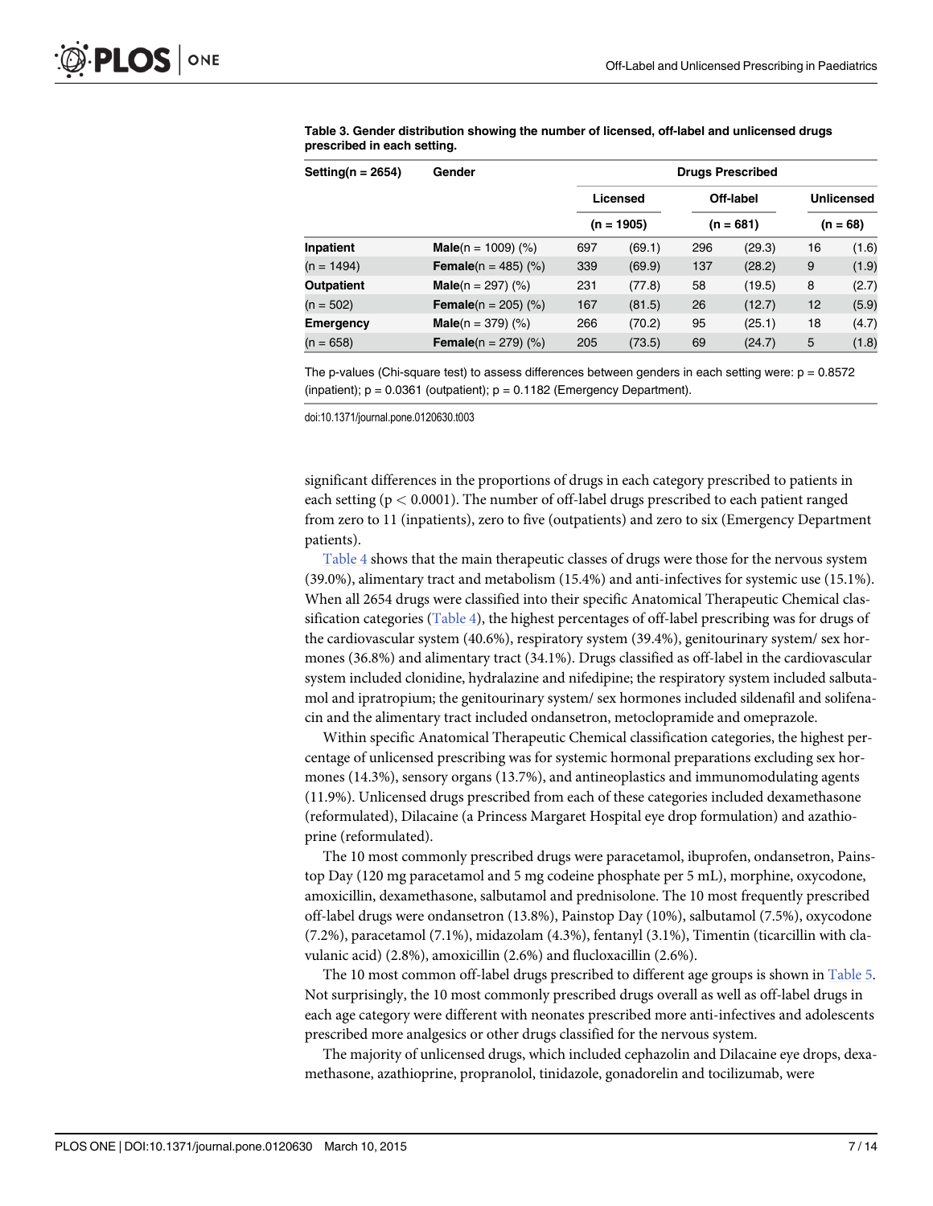**Table 3. Gender distribution showing the number of licensed, off-label and unlicensed drugs prescribed in each setting.**

| Setting(n = 2654) | Gender | Drugs Prescribed | | | | | |
|---|---|---|---|---|---|---|---|
| | | Licensed | | Off-label | | Unlicensed | |
| | | (n = 1905) | | (n = 681) | | (n = 68) | |
| **Inpatient** | **Male**(n = 1009) (%) | 697 | (69.1) | 296 | (29.3) | 16 | (1.6) |
| (n = 1494) | **Female**(n = 485) (%) | 339 | (69.9) | 137 | (28.2) | 9 | (1.9) |
| **Outpatient** | **Male**(n = 297) (%) | 231 | (77.8) | 58 | (19.5) | 8 | (2.7) |
| (n = 502) | **Female**(n = 205) (%) | 167 | (81.5) | 26 | (12.7) | 12 | (5.9) |
| **Emergency** | **Male**(n = 379) (%) | 266 | (70.2) | 95 | (25.1) | 18 | (4.7) |
| (n = 658) | **Female**(n = 279) (%) | 205 | (73.5) | 69 | (24.7) | 5 | (1.8) |

The p-values (Chi-square test) to assess differences between genders in each setting were: p = 0.8572 (inpatient); p = 0.0361 (outpatient); p = 0.1182 (Emergency Department).

doi:10.1371/journal.pone.0120630.t003

significant differences in the proportions of drugs in each category prescribed to patients in each setting ($p < 0.0001$). The number of off-label drugs prescribed to each patient ranged from zero to 11 (inpatients), zero to five (outpatients) and zero to six (Emergency Department patients).

Table 4 shows that the main therapeutic classes of drugs were those for the nervous system (39.0%), alimentary tract and metabolism (15.4%) and anti-infectives for systemic use (15.1%). When all 2654 drugs were classified into their specific Anatomical Therapeutic Chemical classification categories (Table 4), the highest percentages of off-label prescribing was for drugs of the cardiovascular system (40.6%), respiratory system (39.4%), genitourinary system/ sex hormones (36.8%) and alimentary tract (34.1%). Drugs classified as off-label in the cardiovascular system included clonidine, hydralazine and nifedipine; the respiratory system included salbutamol and ipratropium; the genitourinary system/ sex hormones included sildenafil and solifenacin and the alimentary tract included ondansetron, metoclopramide and omeprazole.

Within specific Anatomical Therapeutic Chemical classification categories, the highest percentage of unlicensed prescribing was for systemic hormonal preparations excluding sex hormones (14.3%), sensory organs (13.7%), and antineoplastics and immunomodulating agents (11.9%). Unlicensed drugs prescribed from each of these categories included dexamethasone (reformulated), Dilacaine (a Princess Margaret Hospital eye drop formulation) and azathioprine (reformulated).

The 10 most commonly prescribed drugs were paracetamol, ibuprofen, ondansetron, Painstop Day (120 mg paracetamol and 5 mg codeine phosphate per 5 mL), morphine, oxycodone, amoxicillin, dexamethasone, salbutamol and prednisolone. The 10 most frequently prescribed off-label drugs were ondansetron (13.8%), Painstop Day (10%), salbutamol (7.5%), oxycodone (7.2%), paracetamol (7.1%), midazolam (4.3%), fentanyl (3.1%), Timentin (ticarcillin with clavulanic acid) (2.8%), amoxicillin (2.6%) and flucloxacillin (2.6%).

The 10 most common off-label drugs prescribed to different age groups is shown in Table 5. Not surprisingly, the 10 most commonly prescribed drugs overall as well as off-label drugs in each age category were different with neonates prescribed more anti-infectives and adolescents prescribed more analgesics or other drugs classified for the nervous system.

The majority of unlicensed drugs, which included cephazolin and Dilacaine eye drops, dexamethasone, azathioprine, propranolol, tinidazole, gonadorelin and tocilizumab, were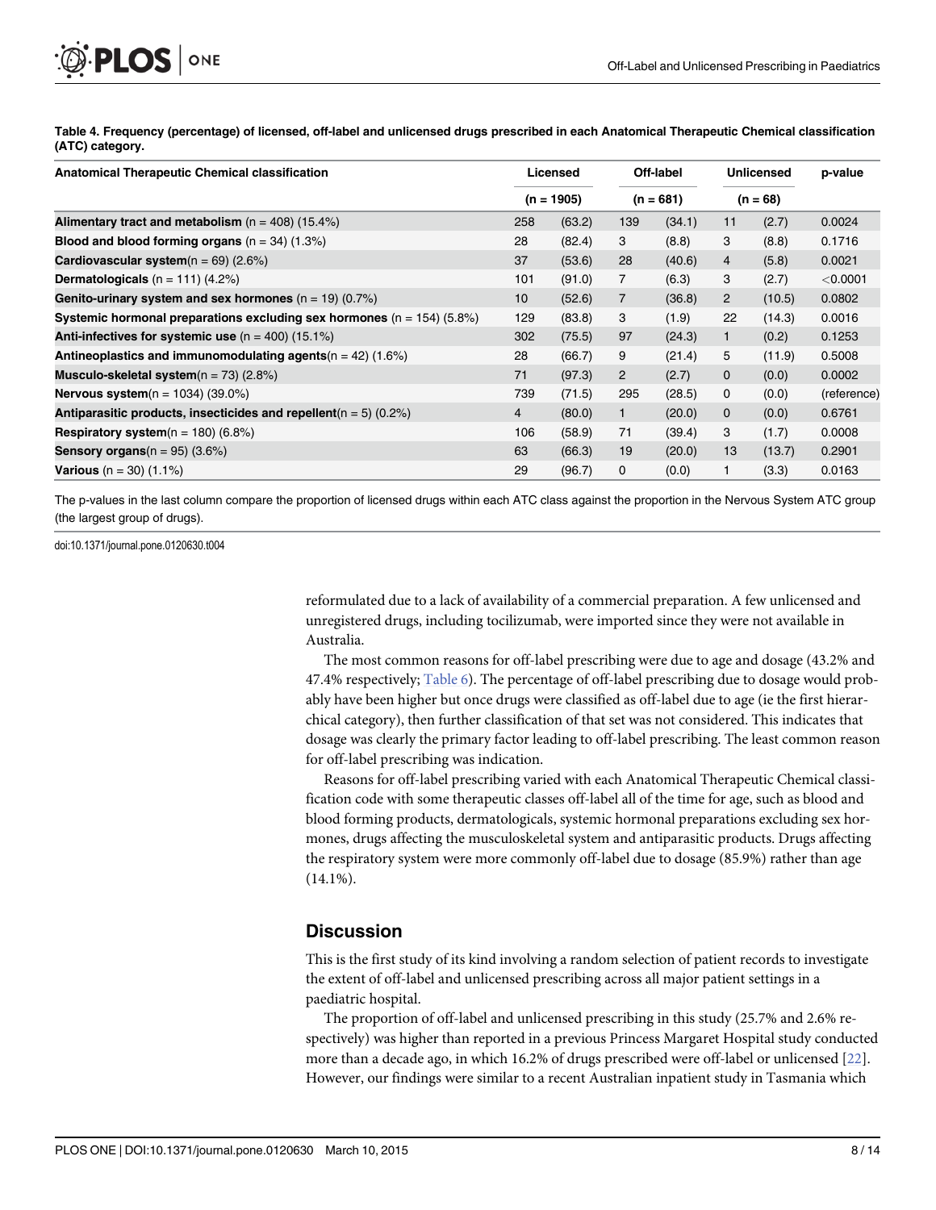**Table 4. Frequency (percentage) of licensed, off-label and unlicensed drugs prescribed in each Anatomical Therapeutic Chemical classification (ATC) category.**

| Anatomical Therapeutic Chemical classification | Licensed | | Off-label | | Unlicensed | | p-value |
|---|---|---|---|---|---|---|---|
| | (n = 1905) | | (n = 681) | | (n = 68) | | |
| **Alimentary tract and metabolism** (n = 408) (15.4%) | 258 | (63.2) | 139 | (34.1) | 11 | (2.7) | 0.0024 |
| **Blood and blood forming organs** (n = 34) (1.3%) | 28 | (82.4) | 3 | (8.8) | 3 | (8.8) | 0.1716 |
| **Cardiovascular system**(n = 69) (2.6%) | 37 | (53.6) | 28 | (40.6) | 4 | (5.8) | 0.0021 |
| **Dermatologicals** (n = 111) (4.2%) | 101 | (91.0) | 7 | (6.3) | 3 | (2.7) | <0.0001 |
| **Genito-urinary system and sex hormones** (n = 19) (0.7%) | 10 | (52.6) | 7 | (36.8) | 2 | (10.5) | 0.0802 |
| **Systemic hormonal preparations excluding sex hormones** (n = 154) (5.8%) | 129 | (83.8) | 3 | (1.9) | 22 | (14.3) | 0.0016 |
| **Anti-infectives for systemic use** (n = 400) (15.1%) | 302 | (75.5) | 97 | (24.3) | 1 | (0.2) | 0.1253 |
| **Antineoplastics and immunomodulating agents**(n = 42) (1.6%) | 28 | (66.7) | 9 | (21.4) | 5 | (11.9) | 0.5008 |
| **Musculo-skeletal system**(n = 73) (2.8%) | 71 | (97.3) | 2 | (2.7) | 0 | (0.0) | 0.0002 |
| **Nervous system**(n = 1034) (39.0%) | 739 | (71.5) | 295 | (28.5) | 0 | (0.0) | (reference) |
| **Antiparasitic products, insecticides and repellent**(n = 5) (0.2%) | 4 | (80.0) | 1 | (20.0) | 0 | (0.0) | 0.6761 |
| **Respiratory system**(n = 180) (6.8%) | 106 | (58.9) | 71 | (39.4) | 3 | (1.7) | 0.0008 |
| **Sensory organs**(n = 95) (3.6%) | 63 | (66.3) | 19 | (20.0) | 13 | (13.7) | 0.2901 |
| **Various** (n = 30) (1.1%) | 29 | (96.7) | 0 | (0.0) | 1 | (3.3) | 0.0163 |

The p-values in the last column compare the proportion of licensed drugs within each ATC class against the proportion in the Nervous System ATC group (the largest group of drugs).

doi:10.1371/journal.pone.0120630.t004

reformulated due to a lack of availability of a commercial preparation. A few unlicensed and unregistered drugs, including tocilizumab, were imported since they were not available in Australia.

The most common reasons for off-label prescribing were due to age and dosage (43.2% and 47.4% respectively; Table 6). The percentage of off-label prescribing due to dosage would probably have been higher but once drugs were classified as off-label due to age (ie the first hierarchical category), then further classification of that set was not considered. This indicates that dosage was clearly the primary factor leading to off-label prescribing. The least common reason for off-label prescribing was indication.

Reasons for off-label prescribing varied with each Anatomical Therapeutic Chemical classification code with some therapeutic classes off-label all of the time for age, such as blood and blood forming products, dermatologicals, systemic hormonal preparations excluding sex hormones, drugs affecting the musculoskeletal system and antiparasitic products. Drugs affecting the respiratory system were more commonly off-label due to dosage (85.9%) rather than age (14.1%).

## Discussion

This is the first study of its kind involving a random selection of patient records to investigate the extent of off-label and unlicensed prescribing across all major patient settings in a paediatric hospital.

The proportion of off-label and unlicensed prescribing in this study (25.7% and 2.6% respectively) was higher than reported in a previous Princess Margaret Hospital study conducted more than a decade ago, in which 16.2% of drugs prescribed were off-label or unlicensed [22]. However, our findings were similar to a recent Australian inpatient study in Tasmania which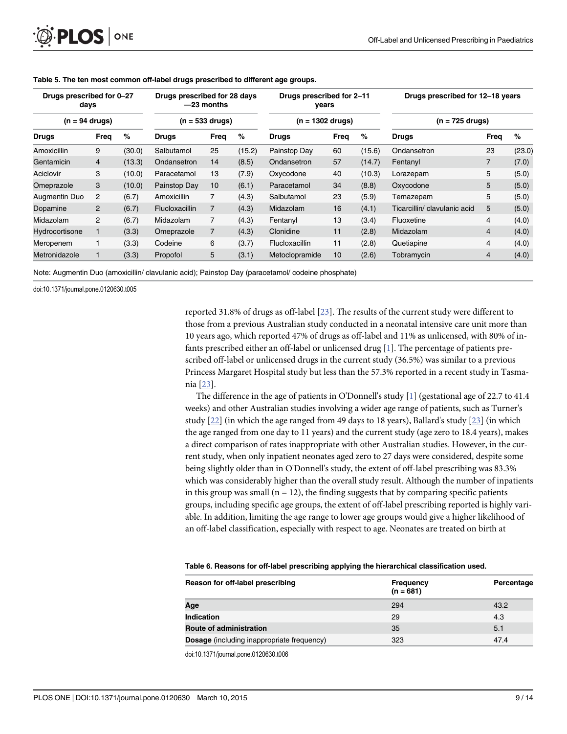**Table 5. The ten most common off-label drugs prescribed to different age groups.**

| Drugs prescribed for 0–27 days | | | Drugs prescribed for 28 days—23 months | | | Drugs prescribed for 2–11 years | | | Drugs prescribed for 12–18 years | | |
|---|---|---|---|---|---|---|---|---|---|---|---|
| (n = 94 drugs) | | | (n = 533 drugs) | | | (n = 1302 drugs) | | | (n = 725 drugs) | | |
| **Drugs** | **Freq** | **%** | **Drugs** | **Freq** | **%** | **Drugs** | **Freq** | **%** | **Drugs** | **Freq** | **%** |
| Amoxicillin | 9 | (30.0) | Salbutamol | 25 | (15.2) | Painstop Day | 60 | (15.6) | Ondansetron | 23 | (23.0) |
| Gentamicin | 4 | (13.3) | Ondansetron | 14 | (8.5) | Ondansetron | 57 | (14.7) | Fentanyl | 7 | (7.0) |
| Aciclovir | 3 | (10.0) | Paracetamol | 13 | (7.9) | Oxycodone | 40 | (10.3) | Lorazepam | 5 | (5.0) |
| Omeprazole | 3 | (10.0) | Painstop Day | 10 | (6.1) | Paracetamol | 34 | (8.8) | Oxycodone | 5 | (5.0) |
| Augmentin Duo | 2 | (6.7) | Amoxicillin | 7 | (4.3) | Salbutamol | 23 | (5.9) | Temazepam | 5 | (5.0) |
| Dopamine | 2 | (6.7) | Flucloxacillin | 7 | (4.3) | Midazolam | 16 | (4.1) | Ticarcillin/ clavulanic acid | 5 | (5.0) |
| Midazolam | 2 | (6.7) | Midazolam | 7 | (4.3) | Fentanyl | 13 | (3.4) | Fluoxetine | 4 | (4.0) |
| Hydrocortisone | 1 | (3.3) | Omeprazole | 7 | (4.3) | Clonidine | 11 | (2.8) | Midazolam | 4 | (4.0) |
| Meropenem | 1 | (3.3) | Codeine | 6 | (3.7) | Flucloxacillin | 11 | (2.8) | Quetiapine | 4 | (4.0) |
| Metronidazole | 1 | (3.3) | Propofol | 5 | (3.1) | Metoclopramide | 10 | (2.6) | Tobramycin | 4 | (4.0) |

Note: Augmentin Duo (amoxicillin/ clavulanic acid); Painstop Day (paracetamol/ codeine phosphate)

doi:10.1371/journal.pone.0120630.t005

reported 31.8% of drugs as off-label [23]. The results of the current study were different to those from a previous Australian study conducted in a neonatal intensive care unit more than 10 years ago, which reported 47% of drugs as off-label and 11% as unlicensed, with 80% of infants prescribed either an off-label or unlicensed drug [1]. The percentage of patients prescribed off-label or unlicensed drugs in the current study (36.5%) was similar to a previous Princess Margaret Hospital study but less than the 57.3% reported in a recent study in Tasmania [23].

The difference in the age of patients in O'Donnell's study [1] (gestational age of 22.7 to 41.4 weeks) and other Australian studies involving a wider age range of patients, such as Turner's study [22] (in which the age ranged from 49 days to 18 years), Ballard's study [23] (in which the age ranged from one day to 11 years) and the current study (age zero to 18.4 years), makes a direct comparison of rates inappropriate with other Australian studies. However, in the current study, when only inpatient neonates aged zero to 27 days were considered, despite some being slightly older than in O'Donnell's study, the extent of off-label prescribing was 83.3% which was considerably higher than the overall study result. Although the number of inpatients in this group was small (n = 12), the finding suggests that by comparing specific patients groups, including specific age groups, the extent of off-label prescribing reported is highly variable. In addition, limiting the age range to lower age groups would give a higher likelihood of an off-label classification, especially with respect to age. Neonates are treated on birth at

**Table 6. Reasons for off-label prescribing applying the hierarchical classification used.**

| Reason for off-label prescribing | Frequency (n = 681) | Percentage |
|---|---|---|
| **Age** | 294 | 43.2 |
| **Indication** | 29 | 4.3 |
| **Route of administration** | 35 | 5.1 |
| **Dosage** (including inappropriate frequency) | 323 | 47.4 |

doi:10.1371/journal.pone.0120630.t006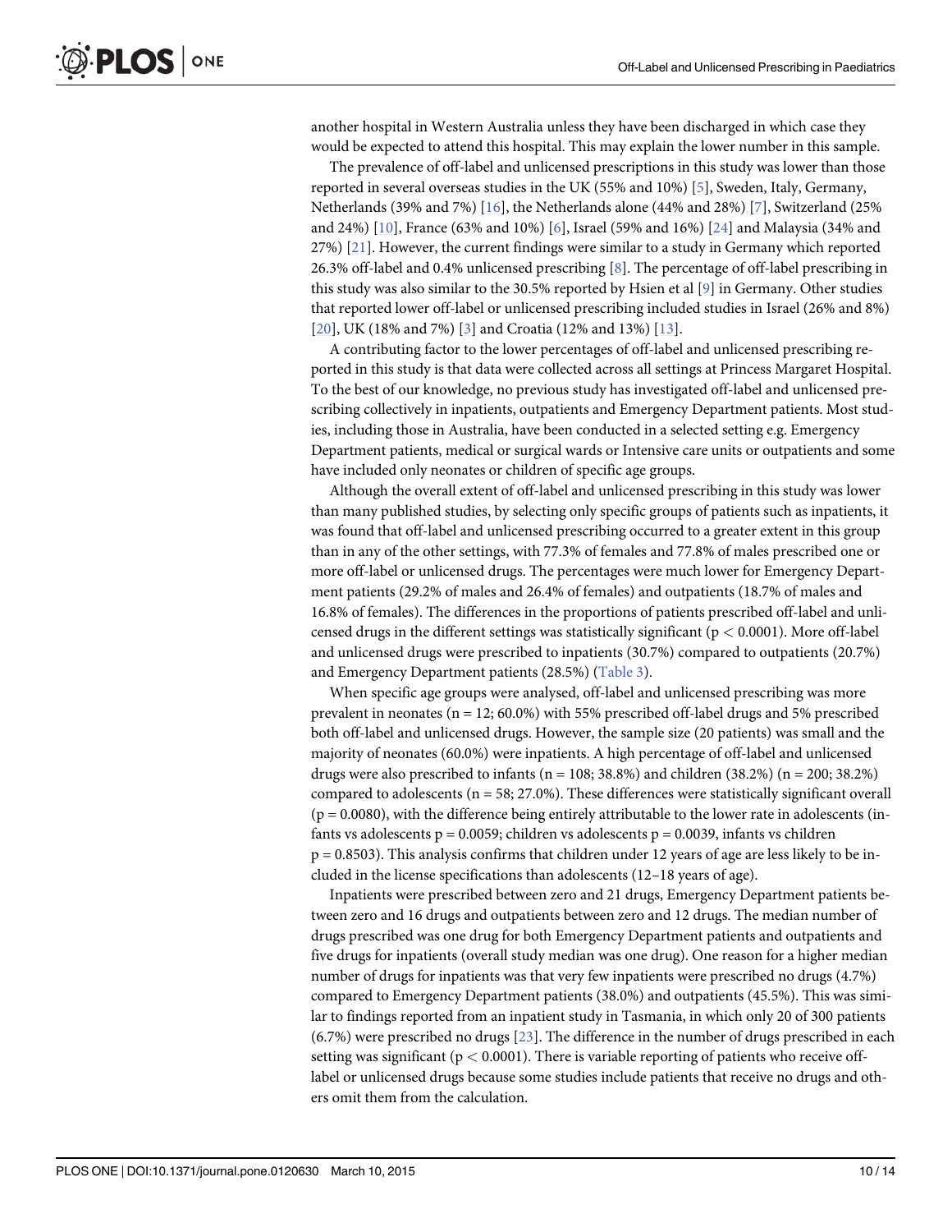another hospital in Western Australia unless they have been discharged in which case they would be expected to attend this hospital. This may explain the lower number in this sample.

The prevalence of off-label and unlicensed prescriptions in this study was lower than those reported in several overseas studies in the UK (55% and 10%) [5], Sweden, Italy, Germany, Netherlands (39% and 7%) [16], the Netherlands alone (44% and 28%) [7], Switzerland (25% and 24%) [10], France (63% and 10%) [6], Israel (59% and 16%) [24] and Malaysia (34% and 27%) [21]. However, the current findings were similar to a study in Germany which reported 26.3% off-label and 0.4% unlicensed prescribing [8]. The percentage of off-label prescribing in this study was also similar to the 30.5% reported by Hsien et al [9] in Germany. Other studies that reported lower off-label or unlicensed prescribing included studies in Israel (26% and 8%) [20], UK (18% and 7%) [3] and Croatia (12% and 13%) [13].

A contributing factor to the lower percentages of off-label and unlicensed prescribing reported in this study is that data were collected across all settings at Princess Margaret Hospital. To the best of our knowledge, no previous study has investigated off-label and unlicensed prescribing collectively in inpatients, outpatients and Emergency Department patients. Most studies, including those in Australia, have been conducted in a selected setting e.g. Emergency Department patients, medical or surgical wards or Intensive care units or outpatients and some have included only neonates or children of specific age groups.

Although the overall extent of off-label and unlicensed prescribing in this study was lower than many published studies, by selecting only specific groups of patients such as inpatients, it was found that off-label and unlicensed prescribing occurred to a greater extent in this group than in any of the other settings, with 77.3% of females and 77.8% of males prescribed one or more off-label or unlicensed drugs. The percentages were much lower for Emergency Department patients (29.2% of males and 26.4% of females) and outpatients (18.7% of males and 16.8% of females). The differences in the proportions of patients prescribed off-label and unlicensed drugs in the different settings was statistically significant ($p < 0.0001$). More off-label and unlicensed drugs were prescribed to inpatients (30.7%) compared to outpatients (20.7%) and Emergency Department patients (28.5%) (Table 3).

When specific age groups were analysed, off-label and unlicensed prescribing was more prevalent in neonates (n = 12; 60.0%) with 55% prescribed off-label drugs and 5% prescribed both off-label and unlicensed drugs. However, the sample size (20 patients) was small and the majority of neonates (60.0%) were inpatients. A high percentage of off-label and unlicensed drugs were also prescribed to infants (n = 108; 38.8%) and children (38.2%) (n = 200; 38.2%) compared to adolescents (n = 58; 27.0%). These differences were statistically significant overall ($p = 0.0080$), with the difference being entirely attributable to the lower rate in adolescents (infants vs adolescents $p = 0.0059$; children vs adolescents $p = 0.0039$, infants vs children $p = 0.8503$). This analysis confirms that children under 12 years of age are less likely to be included in the license specifications than adolescents (12–18 years of age).

Inpatients were prescribed between zero and 21 drugs, Emergency Department patients between zero and 16 drugs and outpatients between zero and 12 drugs. The median number of drugs prescribed was one drug for both Emergency Department patients and outpatients and five drugs for inpatients (overall study median was one drug). One reason for a higher median number of drugs for inpatients was that very few inpatients were prescribed no drugs (4.7%) compared to Emergency Department patients (38.0%) and outpatients (45.5%). This was similar to findings reported from an inpatient study in Tasmania, in which only 20 of 300 patients (6.7%) were prescribed no drugs [23]. The difference in the number of drugs prescribed in each setting was significant ($p < 0.0001$). There is variable reporting of patients who receive off-label or unlicensed drugs because some studies include patients that receive no drugs and others omit them from the calculation.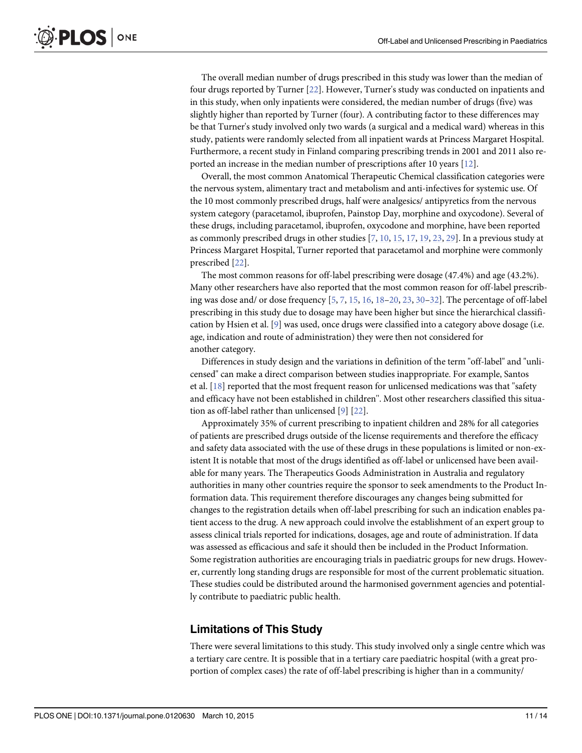The overall median number of drugs prescribed in this study was lower than the median of four drugs reported by Turner [22]. However, Turner's study was conducted on inpatients and in this study, when only inpatients were considered, the median number of drugs (five) was slightly higher than reported by Turner (four). A contributing factor to these differences may be that Turner's study involved only two wards (a surgical and a medical ward) whereas in this study, patients were randomly selected from all inpatient wards at Princess Margaret Hospital. Furthermore, a recent study in Finland comparing prescribing trends in 2001 and 2011 also reported an increase in the median number of prescriptions after 10 years [12].

Overall, the most common Anatomical Therapeutic Chemical classification categories were the nervous system, alimentary tract and metabolism and anti-infectives for systemic use. Of the 10 most commonly prescribed drugs, half were analgesics/ antipyretics from the nervous system category (paracetamol, ibuprofen, Painstop Day, morphine and oxycodone). Several of these drugs, including paracetamol, ibuprofen, oxycodone and morphine, have been reported as commonly prescribed drugs in other studies [7, 10, 15, 17, 19, 23, 29]. In a previous study at Princess Margaret Hospital, Turner reported that paracetamol and morphine were commonly prescribed [22].

The most common reasons for off-label prescribing were dosage (47.4%) and age (43.2%). Many other researchers have also reported that the most common reason for off-label prescribing was dose and/ or dose frequency [5, 7, 15, 16, 18–20, 23, 30–32]. The percentage of off-label prescribing in this study due to dosage may have been higher but since the hierarchical classification by Hsien et al. [9] was used, once drugs were classified into a category above dosage (i.e. age, indication and route of administration) they were then not considered for another category.

Differences in study design and the variations in definition of the term "off-label" and "unlicensed" can make a direct comparison between studies inappropriate. For example, Santos et al. [18] reported that the most frequent reason for unlicensed medications was that "safety and efficacy have not been established in children". Most other researchers classified this situation as off-label rather than unlicensed [9] [22].

Approximately 35% of current prescribing to inpatient children and 28% for all categories of patients are prescribed drugs outside of the license requirements and therefore the efficacy and safety data associated with the use of these drugs in these populations is limited or non-existent It is notable that most of the drugs identified as off-label or unlicensed have been available for many years. The Therapeutics Goods Administration in Australia and regulatory authorities in many other countries require the sponsor to seek amendments to the Product Information data. This requirement therefore discourages any changes being submitted for changes to the registration details when off-label prescribing for such an indication enables patient access to the drug. A new approach could involve the establishment of an expert group to assess clinical trials reported for indications, dosages, age and route of administration. If data was assessed as efficacious and safe it should then be included in the Product Information. Some registration authorities are encouraging trials in paediatric groups for new drugs. However, currently long standing drugs are responsible for most of the current problematic situation. These studies could be distributed around the harmonised government agencies and potentially contribute to paediatric public health.

## Limitations of This Study

There were several limitations to this study. This study involved only a single centre which was a tertiary care centre. It is possible that in a tertiary care paediatric hospital (with a great proportion of complex cases) the rate of off-label prescribing is higher than in a community/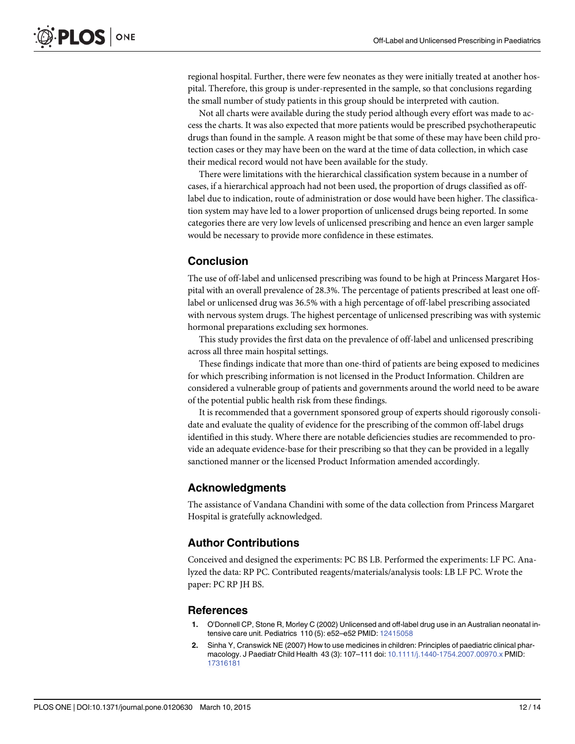regional hospital. Further, there were few neonates as they were initially treated at another hospital. Therefore, this group is under-represented in the sample, so that conclusions regarding the small number of study patients in this group should be interpreted with caution.

Not all charts were available during the study period although every effort was made to access the charts. It was also expected that more patients would be prescribed psychotherapeutic drugs than found in the sample. A reason might be that some of these may have been child protection cases or they may have been on the ward at the time of data collection, in which case their medical record would not have been available for the study.

There were limitations with the hierarchical classification system because in a number of cases, if a hierarchical approach had not been used, the proportion of drugs classified as off-label due to indication, route of administration or dose would have been higher. The classification system may have led to a lower proportion of unlicensed drugs being reported. In some categories there are very low levels of unlicensed prescribing and hence an even larger sample would be necessary to provide more confidence in these estimates.

## Conclusion

The use of off-label and unlicensed prescribing was found to be high at Princess Margaret Hospital with an overall prevalence of 28.3%. The percentage of patients prescribed at least one off-label or unlicensed drug was 36.5% with a high percentage of off-label prescribing associated with nervous system drugs. The highest percentage of unlicensed prescribing was with systemic hormonal preparations excluding sex hormones.

This study provides the first data on the prevalence of off-label and unlicensed prescribing across all three main hospital settings.

These findings indicate that more than one-third of patients are being exposed to medicines for which prescribing information is not licensed in the Product Information. Children are considered a vulnerable group of patients and governments around the world need to be aware of the potential public health risk from these findings.

It is recommended that a government sponsored group of experts should rigorously consolidate and evaluate the quality of evidence for the prescribing of the common off-label drugs identified in this study. Where there are notable deficiencies studies are recommended to provide an adequate evidence-base for their prescribing so that they can be provided in a legally sanctioned manner or the licensed Product Information amended accordingly.

## Acknowledgments

The assistance of Vandana Chandini with some of the data collection from Princess Margaret Hospital is gratefully acknowledged.

## Author Contributions

Conceived and designed the experiments: PC BS LB. Performed the experiments: LF PC. Analyzed the data: RP PC. Contributed reagents/materials/analysis tools: LB LF PC. Wrote the paper: PC RP JH BS.

## References

1. O'Donnell CP, Stone R, Morley C (2002) Unlicensed and off-label drug use in an Australian neonatal intensive care unit. Pediatrics 110 (5): e52–e52 PMID: 12415058
2. Sinha Y, Cranswick NE (2007) How to use medicines in children: Principles of paediatric clinical pharmacology. J Paediatr Child Health 43 (3): 107–111 doi: 10.1111/j.1440-1754.2007.00970.x PMID: 17316181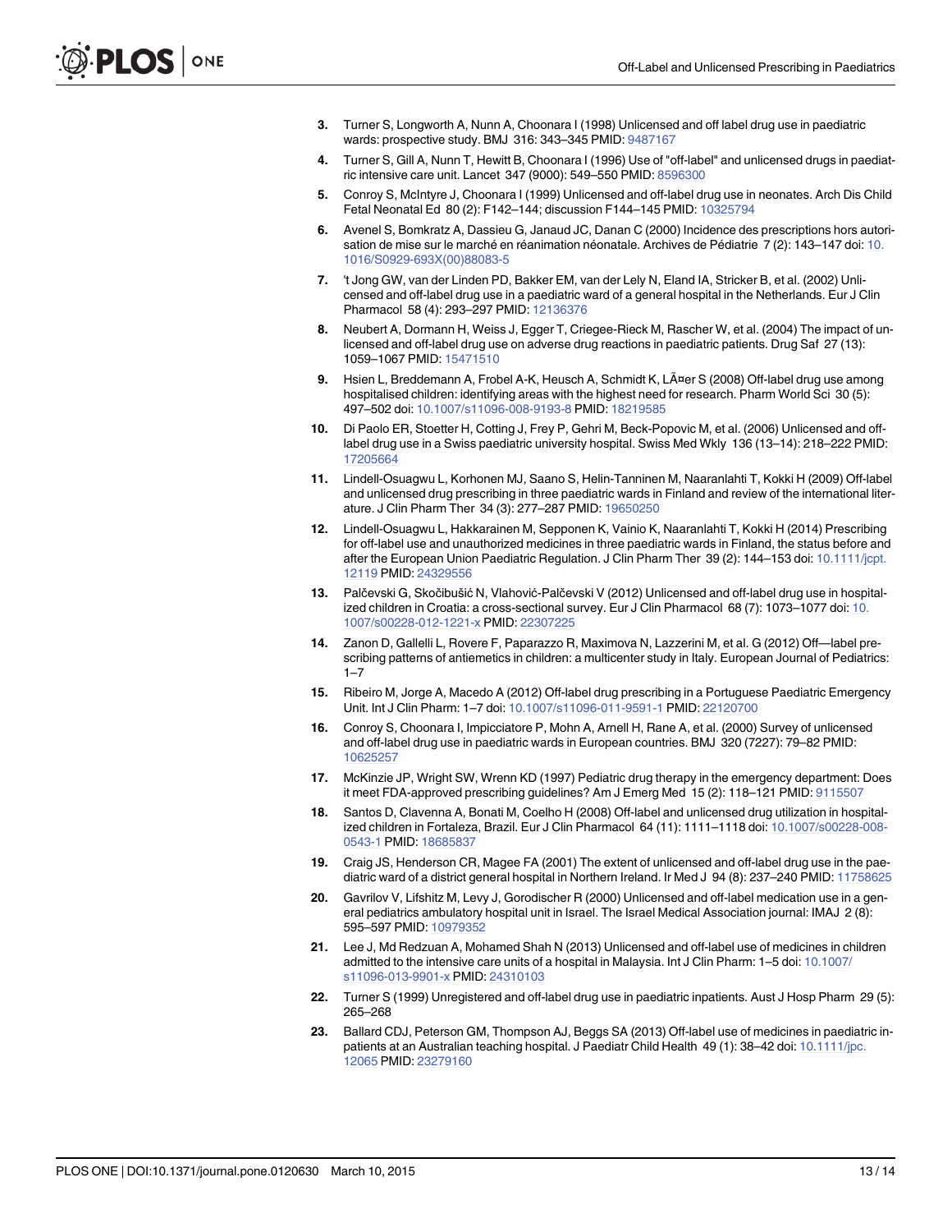3. Turner S, Longworth A, Nunn A, Choonara I (1998) Unlicensed and off label drug use in paediatric wards: prospective study. BMJ 316: 343–345 PMID: 9487167
4. Turner S, Gill A, Nunn T, Hewitt B, Choonara I (1996) Use of "off-label" and unlicensed drugs in paediatric intensive care unit. Lancet 347 (9000): 549–550 PMID: 8596300
5. Conroy S, McIntyre J, Choonara I (1999) Unlicensed and off-label drug use in neonates. Arch Dis Child Fetal Neonatal Ed 80 (2): F142–144; discussion F144–145 PMID: 10325794
6. Avenel S, Bomkratz A, Dassieu G, Janaud JC, Danan C (2000) Incidence des prescriptions hors autorisation de mise sur le marché en réanimation néonatale. Archives de Pédiatrie 7 (2): 143–147 doi: 10.1016/S0929-693X(00)88083-5
7. 't Jong GW, van der Linden PD, Bakker EM, van der Lely N, Eland IA, Stricker B, et al. (2002) Unlicensed and off-label drug use in a paediatric ward of a general hospital in the Netherlands. Eur J Clin Pharmacol 58 (4): 293–297 PMID: 12136376
8. Neubert A, Dormann H, Weiss J, Egger T, Criegee-Rieck M, Rascher W, et al. (2004) The impact of unlicensed and off-label drug use on adverse drug reactions in paediatric patients. Drug Saf 27 (13): 1059–1067 PMID: 15471510
9. Hsien L, Breddemann A, Frobel A-K, Heusch A, Schmidt K, LÃ¤er S (2008) Off-label drug use among hospitalised children: identifying areas with the highest need for research. Pharm World Sci 30 (5): 497–502 doi: 10.1007/s11096-008-9193-8 PMID: 18219585
10. Di Paolo ER, Stoetter H, Cotting J, Frey P, Gehri M, Beck-Popovic M, et al. (2006) Unlicensed and off-label drug use in a Swiss paediatric university hospital. Swiss Med Wkly 136 (13–14): 218–222 PMID: 17205664
11. Lindell-Osuagwu L, Korhonen MJ, Saano S, Helin-Tanninen M, Naaranlahti T, Kokki H (2009) Off-label and unlicensed drug prescribing in three paediatric wards in Finland and review of the international literature. J Clin Pharm Ther 34 (3): 277–287 PMID: 19650250
12. Lindell-Osuagwu L, Hakkarainen M, Sepponen K, Vainio K, Naaranlahti T, Kokki H (2014) Prescribing for off-label use and unauthorized medicines in three paediatric wards in Finland, the status before and after the European Union Paediatric Regulation. J Clin Pharm Ther 39 (2): 144–153 doi: 10.1111/jcpt.12119 PMID: 24329556
13. Palčevski G, Skočibušić N, Vlahović-Palčevski V (2012) Unlicensed and off-label drug use in hospitalized children in Croatia: a cross-sectional survey. Eur J Clin Pharmacol 68 (7): 1073–1077 doi: 10.1007/s00228-012-1221-x PMID: 22307225
14. Zanon D, Gallelli L, Rovere F, Paparazzo R, Maximova N, Lazzerini M, et al. G (2012) Off—label prescribing patterns of antiemetics in children: a multicenter study in Italy. European Journal of Pediatrics: 1–7
15. Ribeiro M, Jorge A, Macedo A (2012) Off-label drug prescribing in a Portuguese Paediatric Emergency Unit. Int J Clin Pharm: 1–7 doi: 10.1007/s11096-011-9591-1 PMID: 22120700
16. Conroy S, Choonara I, Impicciatore P, Mohn A, Arnell H, Rane A, et al. (2000) Survey of unlicensed and off-label drug use in paediatric wards in European countries. BMJ 320 (7227): 79–82 PMID: 10625257
17. McKinzie JP, Wright SW, Wrenn KD (1997) Pediatric drug therapy in the emergency department: Does it meet FDA-approved prescribing guidelines? Am J Emerg Med 15 (2): 118–121 PMID: 9115507
18. Santos D, Clavenna A, Bonati M, Coelho H (2008) Off-label and unlicensed drug utilization in hospitalized children in Fortaleza, Brazil. Eur J Clin Pharmacol 64 (11): 1111–1118 doi: 10.1007/s00228-008-0543-1 PMID: 18685837
19. Craig JS, Henderson CR, Magee FA (2001) The extent of unlicensed and off-label drug use in the paediatric ward of a district general hospital in Northern Ireland. Ir Med J 94 (8): 237–240 PMID: 11758625
20. Gavrilov V, Lifshitz M, Levy J, Gorodischer R (2000) Unlicensed and off-label medication use in a general pediatrics ambulatory hospital unit in Israel. The Israel Medical Association journal: IMAJ 2 (8): 595–597 PMID: 10979352
21. Lee J, Md Redzuan A, Mohamed Shah N (2013) Unlicensed and off-label use of medicines in children admitted to the intensive care units of a hospital in Malaysia. Int J Clin Pharm: 1–5 doi: 10.1007/s11096-013-9901-x PMID: 24310103
22. Turner S (1999) Unregistered and off-label drug use in paediatric inpatients. Aust J Hosp Pharm 29 (5): 265–268
23. Ballard CDJ, Peterson GM, Thompson AJ, Beggs SA (2013) Off-label use of medicines in paediatric inpatients at an Australian teaching hospital. J Paediatr Child Health 49 (1): 38–42 doi: 10.1111/jpc.12065 PMID: 23279160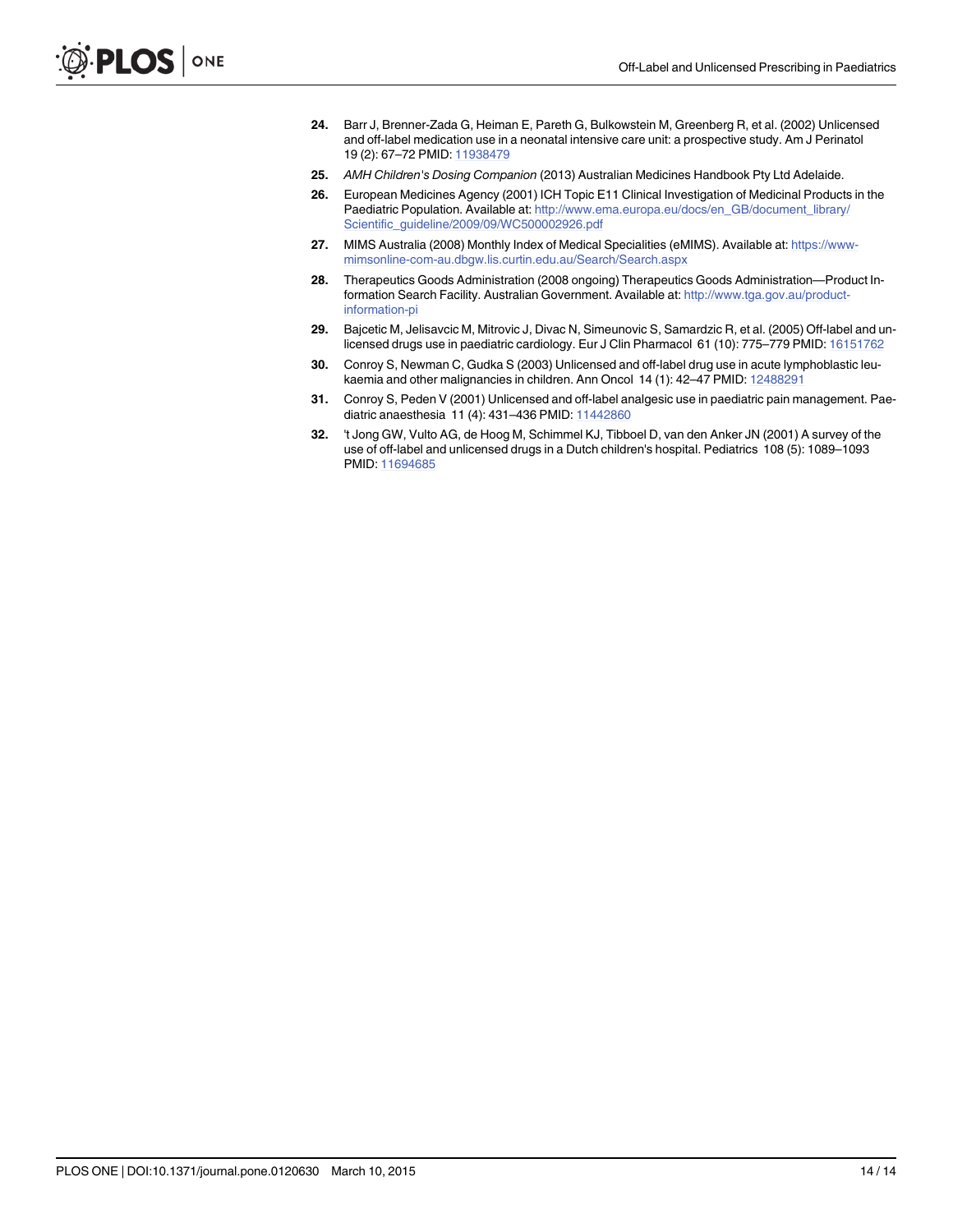24. Barr J, Brenner-Zada G, Heiman E, Pareth G, Bulkowstein M, Greenberg R, et al. (2002) Unlicensed and off-label medication use in a neonatal intensive care unit: a prospective study. Am J Perinatol 19 (2): 67–72 PMID: 11938479

25. *AMH Children's Dosing Companion* (2013) Australian Medicines Handbook Pty Ltd Adelaide.

26. European Medicines Agency (2001) ICH Topic E11 Clinical Investigation of Medicinal Products in the Paediatric Population. Available at: http://www.ema.europa.eu/docs/en_GB/document_library/Scientific_guideline/2009/09/WC500002926.pdf

27. MIMS Australia (2008) Monthly Index of Medical Specialities (eMIMS). Available at: https://www-mimsonline-com-au.dbgw.lis.curtin.edu.au/Search/Search.aspx

28. Therapeutics Goods Administration (2008 ongoing) Therapeutics Goods Administration—Product Information Search Facility. Australian Government. Available at: http://www.tga.gov.au/product-information-pi

29. Bajcetic M, Jelisavcic M, Mitrovic J, Divac N, Simeunovic S, Samardzic R, et al. (2005) Off-label and unlicensed drugs use in paediatric cardiology. Eur J Clin Pharmacol 61 (10): 775–779 PMID: 16151762

30. Conroy S, Newman C, Gudka S (2003) Unlicensed and off-label drug use in acute lymphoblastic leukaemia and other malignancies in children. Ann Oncol 14 (1): 42–47 PMID: 12488291

31. Conroy S, Peden V (2001) Unlicensed and off-label analgesic use in paediatric pain management. Paediatric anaesthesia 11 (4): 431–436 PMID: 11442860

32. 't Jong GW, Vulto AG, de Hoog M, Schimmel KJ, Tibboel D, van den Anker JN (2001) A survey of the use of off-label and unlicensed drugs in a Dutch children's hospital. Pediatrics 108 (5): 1089–1093 PMID: 11694685